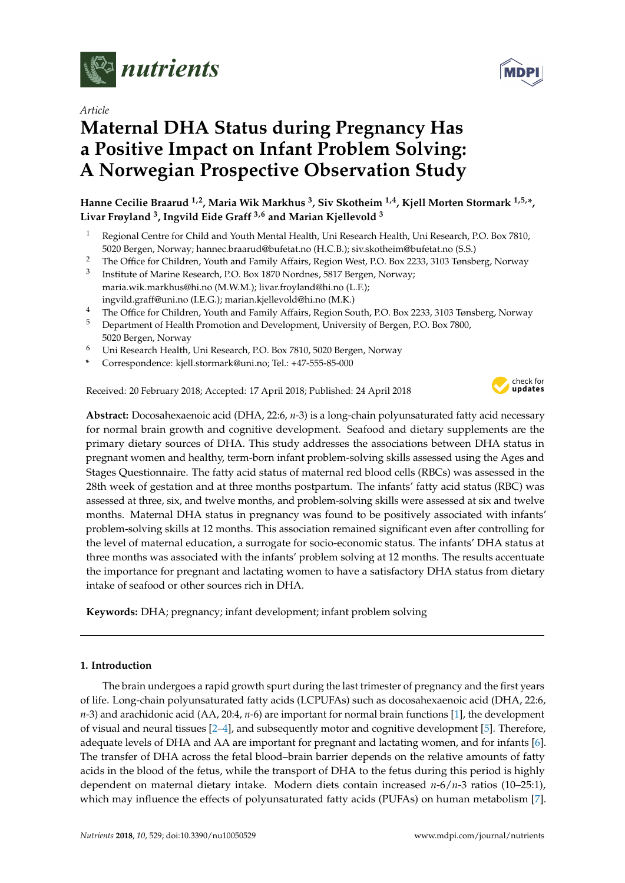*Article*

# Maternal DHA Status during Pregnancy Has a Positive Impact on Infant Problem Solving: A Norwegian Prospective Observation Study

**Hanne Cecilie Braarud [1,2], Maria Wik Markhus [3], Siv Skotheim [1,4], Kjell Morten Stormark [1,5,*], Livar Frøyland [3], Ingvild Eide Graff [3,6] and Marian Kjellevold [3]**

1. Regional Centre for Child and Youth Mental Health, Uni Research Health, Uni Research, P.O. Box 7810, 5020 Bergen, Norway; hannec.braarud@bufetat.no (H.C.B.); siv.skotheim@bufetat.no (S.S.)
2. The Office for Children, Youth and Family Affairs, Region West, P.O. Box 2233, 3103 Tønsberg, Norway
3. Institute of Marine Research, P.O. Box 1870 Nordnes, 5817 Bergen, Norway; maria.wik.markhus@hi.no (M.W.M.); livar.froyland@hi.no (L.F.); ingvild.graff@uni.no (I.E.G.); marian.kjellevold@hi.no (M.K.)
4. The Office for Children, Youth and Family Affairs, Region South, P.O. Box 2233, 3103 Tønsberg, Norway
5. Department of Health Promotion and Development, University of Bergen, P.O. Box 7800, 5020 Bergen, Norway
6. Uni Research Health, Uni Research, P.O. Box 7810, 5020 Bergen, Norway

\* Correspondence: kjell.stormark@uni.no; Tel.: +47-555-85-000

Received: 20 February 2018; Accepted: 17 April 2018; Published: 24 April 2018

**Abstract:** Docosahexaenoic acid (DHA, 22:6, *n*-3) is a long-chain polyunsaturated fatty acid necessary for normal brain growth and cognitive development. Seafood and dietary supplements are the primary dietary sources of DHA. This study addresses the associations between DHA status in pregnant women and healthy, term-born infant problem-solving skills assessed using the Ages and Stages Questionnaire. The fatty acid status of maternal red blood cells (RBCs) was assessed in the 28th week of gestation and at three months postpartum. The infants' fatty acid status (RBC) was assessed at three, six, and twelve months, and problem-solving skills were assessed at six and twelve months. Maternal DHA status in pregnancy was found to be positively associated with infants' problem-solving skills at 12 months. This association remained significant even after controlling for the level of maternal education, a surrogate for socio-economic status. The infants' DHA status at three months was associated with the infants' problem solving at 12 months. The results accentuate the importance for pregnant and lactating women to have a satisfactory DHA status from dietary intake of seafood or other sources rich in DHA.

**Keywords:** DHA; pregnancy; infant development; infant problem solving

## 1. Introduction

The brain undergoes a rapid growth spurt during the last trimester of pregnancy and the first years of life. Long-chain polyunsaturated fatty acids (LCPUFAs) such as docosahexaenoic acid (DHA, 22:6, *n*-3) and arachidonic acid (AA, 20:4, *n*-6) are important for normal brain functions [1], the development of visual and neural tissues [2–4], and subsequently motor and cognitive development [5]. Therefore, adequate levels of DHA and AA are important for pregnant and lactating women, and for infants [6]. The transfer of DHA across the fetal blood–brain barrier depends on the relative amounts of fatty acids in the blood of the fetus, while the transport of DHA to the fetus during this period is highly dependent on maternal dietary intake. Modern diets contain increased *n*-6/*n*-3 ratios (10–25:1), which may influence the effects of polyunsaturated fatty acids (PUFAs) on human metabolism [7].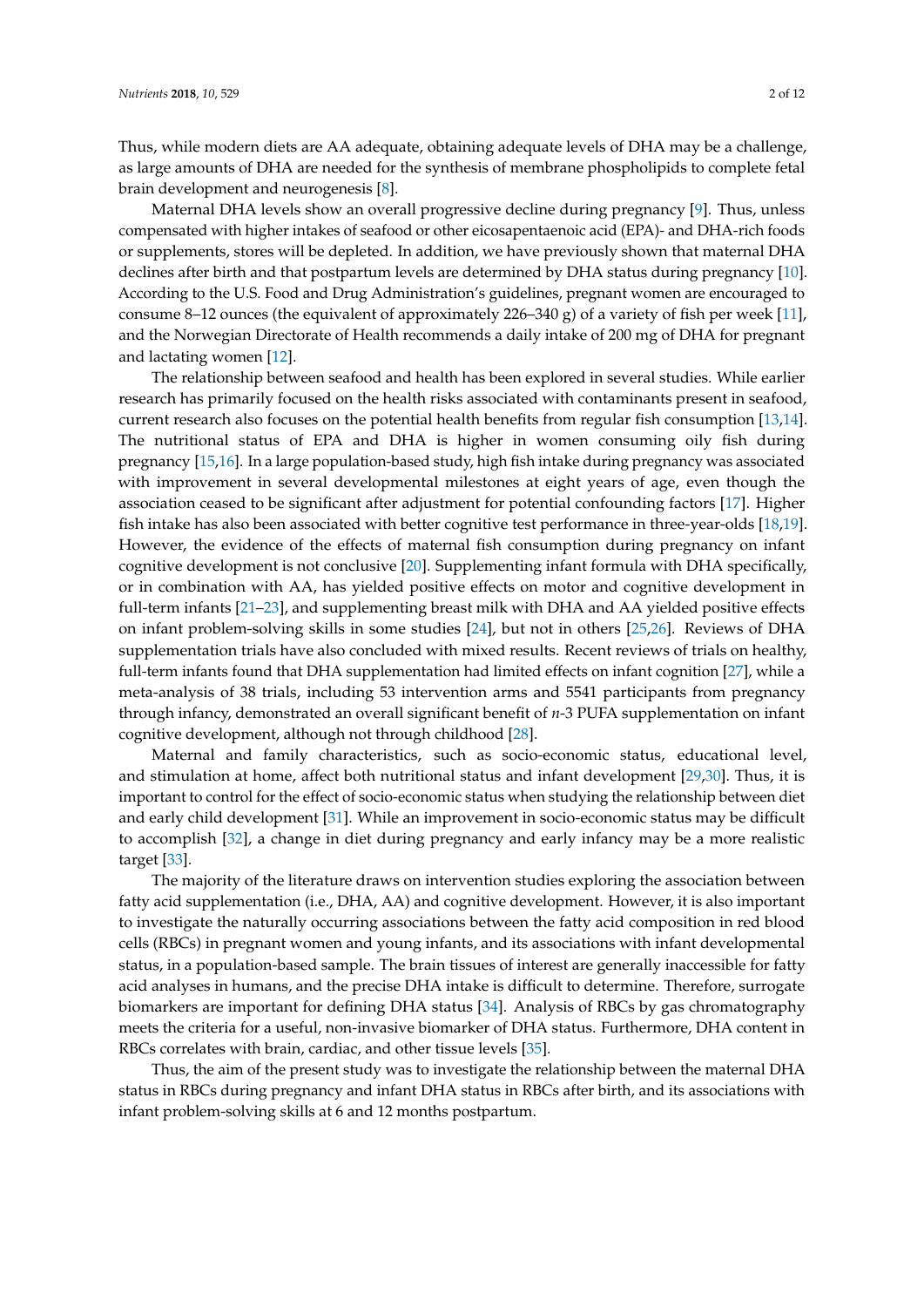Thus, while modern diets are AA adequate, obtaining adequate levels of DHA may be a challenge, as large amounts of DHA are needed for the synthesis of membrane phospholipids to complete fetal brain development and neurogenesis [8].

Maternal DHA levels show an overall progressive decline during pregnancy [9]. Thus, unless compensated with higher intakes of seafood or other eicosapentaenoic acid (EPA)- and DHA-rich foods or supplements, stores will be depleted. In addition, we have previously shown that maternal DHA declines after birth and that postpartum levels are determined by DHA status during pregnancy [10]. According to the U.S. Food and Drug Administration's guidelines, pregnant women are encouraged to consume 8–12 ounces (the equivalent of approximately 226–340 g) of a variety of fish per week [11], and the Norwegian Directorate of Health recommends a daily intake of 200 mg of DHA for pregnant and lactating women [12].

The relationship between seafood and health has been explored in several studies. While earlier research has primarily focused on the health risks associated with contaminants present in seafood, current research also focuses on the potential health benefits from regular fish consumption [13,14]. The nutritional status of EPA and DHA is higher in women consuming oily fish during pregnancy [15,16]. In a large population-based study, high fish intake during pregnancy was associated with improvement in several developmental milestones at eight years of age, even though the association ceased to be significant after adjustment for potential confounding factors [17]. Higher fish intake has also been associated with better cognitive test performance in three-year-olds [18,19]. However, the evidence of the effects of maternal fish consumption during pregnancy on infant cognitive development is not conclusive [20]. Supplementing infant formula with DHA specifically, or in combination with AA, has yielded positive effects on motor and cognitive development in full-term infants [21–23], and supplementing breast milk with DHA and AA yielded positive effects on infant problem-solving skills in some studies [24], but not in others [25,26]. Reviews of DHA supplementation trials have also concluded with mixed results. Recent reviews of trials on healthy, full-term infants found that DHA supplementation had limited effects on infant cognition [27], while a meta-analysis of 38 trials, including 53 intervention arms and 5541 participants from pregnancy through infancy, demonstrated an overall significant benefit of *n*-3 PUFA supplementation on infant cognitive development, although not through childhood [28].

Maternal and family characteristics, such as socio-economic status, educational level, and stimulation at home, affect both nutritional status and infant development [29,30]. Thus, it is important to control for the effect of socio-economic status when studying the relationship between diet and early child development [31]. While an improvement in socio-economic status may be difficult to accomplish [32], a change in diet during pregnancy and early infancy may be a more realistic target [33].

The majority of the literature draws on intervention studies exploring the association between fatty acid supplementation (i.e., DHA, AA) and cognitive development. However, it is also important to investigate the naturally occurring associations between the fatty acid composition in red blood cells (RBCs) in pregnant women and young infants, and its associations with infant developmental status, in a population-based sample. The brain tissues of interest are generally inaccessible for fatty acid analyses in humans, and the precise DHA intake is difficult to determine. Therefore, surrogate biomarkers are important for defining DHA status [34]. Analysis of RBCs by gas chromatography meets the criteria for a useful, non-invasive biomarker of DHA status. Furthermore, DHA content in RBCs correlates with brain, cardiac, and other tissue levels [35].

Thus, the aim of the present study was to investigate the relationship between the maternal DHA status in RBCs during pregnancy and infant DHA status in RBCs after birth, and its associations with infant problem-solving skills at 6 and 12 months postpartum.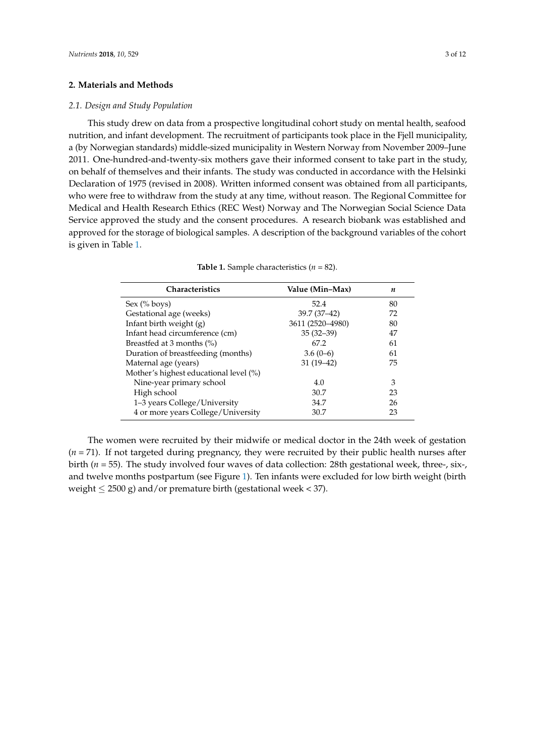## 2. Materials and Methods

### 2.1. Design and Study Population

This study drew on data from a prospective longitudinal cohort study on mental health, seafood nutrition, and infant development. The recruitment of participants took place in the Fjell municipality, a (by Norwegian standards) middle-sized municipality in Western Norway from November 2009–June 2011. One-hundred-and-twenty-six mothers gave their informed consent to take part in the study, on behalf of themselves and their infants. The study was conducted in accordance with the Helsinki Declaration of 1975 (revised in 2008). Written informed consent was obtained from all participants, who were free to withdraw from the study at any time, without reason. The Regional Committee for Medical and Health Research Ethics (REC West) Norway and The Norwegian Social Science Data Service approved the study and the consent procedures. A research biobank was established and approved for the storage of biological samples. A description of the background variables of the cohort is given in Table 1.

**Table 1.** Sample characteristics ($n$ = 82).

| Characteristics | Value (Min–Max) | $n$ |
|---|---|---|
| Sex (% boys) | 52.4 | 80 |
| Gestational age (weeks) | 39.7 (37–42) | 72 |
| Infant birth weight (g) | 3611 (2520–4980) | 80 |
| Infant head circumference (cm) | 35 (32–39) | 47 |
| Breastfed at 3 months (%) | 67.2 | 61 |
| Duration of breastfeeding (months) | 3.6 (0–6) | 61 |
| Maternal age (years) | 31 (19–42) | 75 |
| Mother's highest educational level (%) | | |
| Nine-year primary school | 4.0 | 3 |
| High school | 30.7 | 23 |
| 1–3 years College/University | 34.7 | 26 |
| 4 or more years College/University | 30.7 | 23 |

The women were recruited by their midwife or medical doctor in the 24th week of gestation ($n$ = 71). If not targeted during pregnancy, they were recruited by their public health nurses after birth ($n$ = 55). The study involved four waves of data collection: 28th gestational week, three-, six-, and twelve months postpartum (see Figure 1). Ten infants were excluded for low birth weight (birth weight $\leq$ 2500 g) and/or premature birth (gestational week < 37).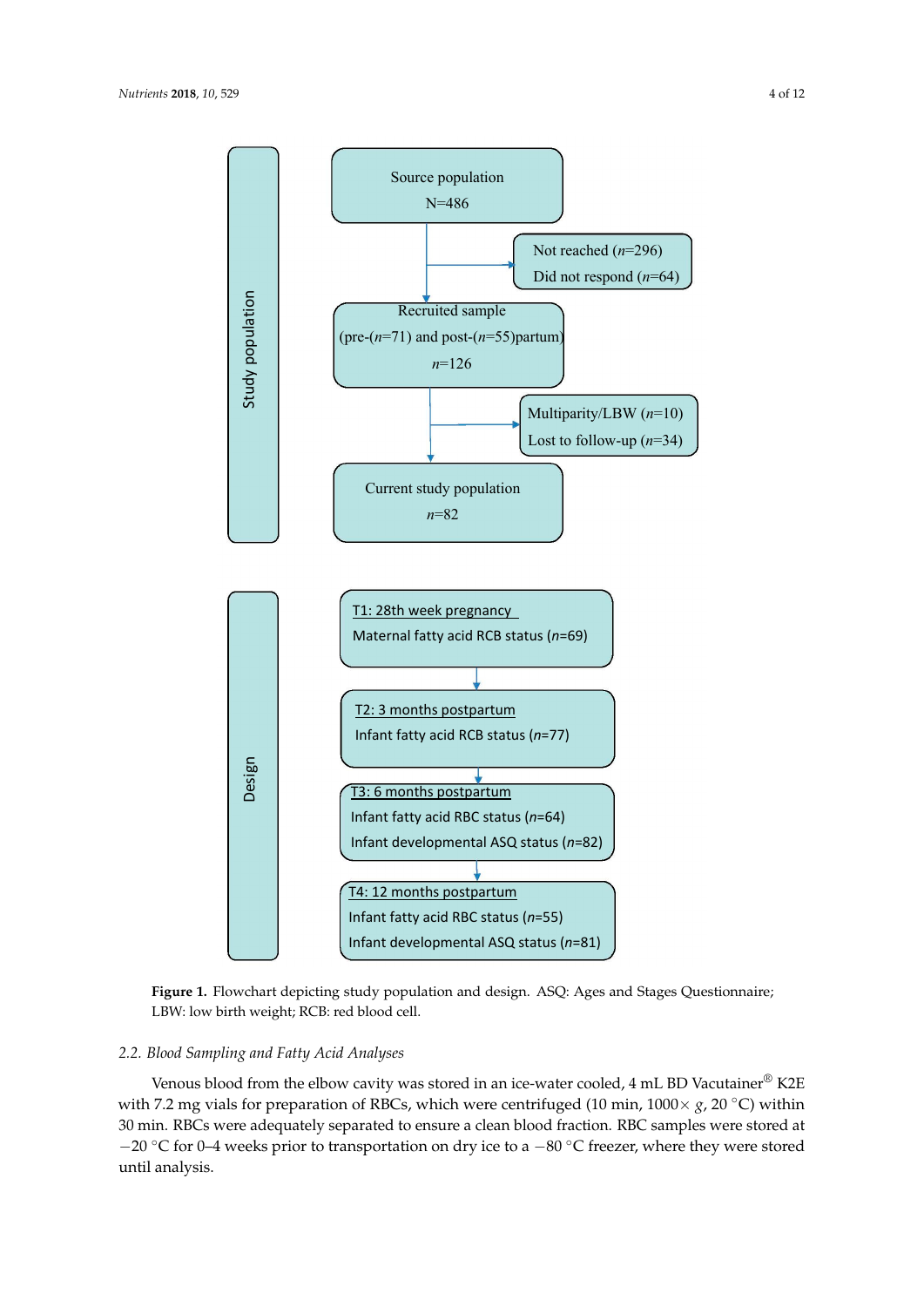**Study population**

Source population
N=486

→ Not reached (*n*=296)
Did not respond (*n*=64)

Recruited sample
(pre-(*n*=71) and post-(*n*=55)partum)
*n*=126

→ Multiparity/LBW (*n*=10)
Lost to follow-up (*n*=34)

Current study population
*n*=82

**Design**

T1: 28th week pregnancy
Maternal fatty acid RCB status (*n*=69)

T2: 3 months postpartum
Infant fatty acid RCB status (*n*=77)

T3: 6 months postpartum
Infant fatty acid RBC status (*n*=64)
Infant developmental ASQ status (*n*=82)

T4: 12 months postpartum
Infant fatty acid RBC status (*n*=55)
Infant developmental ASQ status (*n*=81)

**Figure 1.** Flowchart depicting study population and design. ASQ: Ages and Stages Questionnaire; LBW: low birth weight; RCB: red blood cell.

### *2.2. Blood Sampling and Fatty Acid Analyses*

Venous blood from the elbow cavity was stored in an ice-water cooled, 4 mL BD Vacutainer® K2E with 7.2 mg vials for preparation of RBCs, which were centrifuged (10 min, 1000× $g$, 20 °C) within 30 min. RBCs were adequately separated to ensure a clean blood fraction. RBC samples were stored at −20 °C for 0–4 weeks prior to transportation on dry ice to a −80 °C freezer, where they were stored until analysis.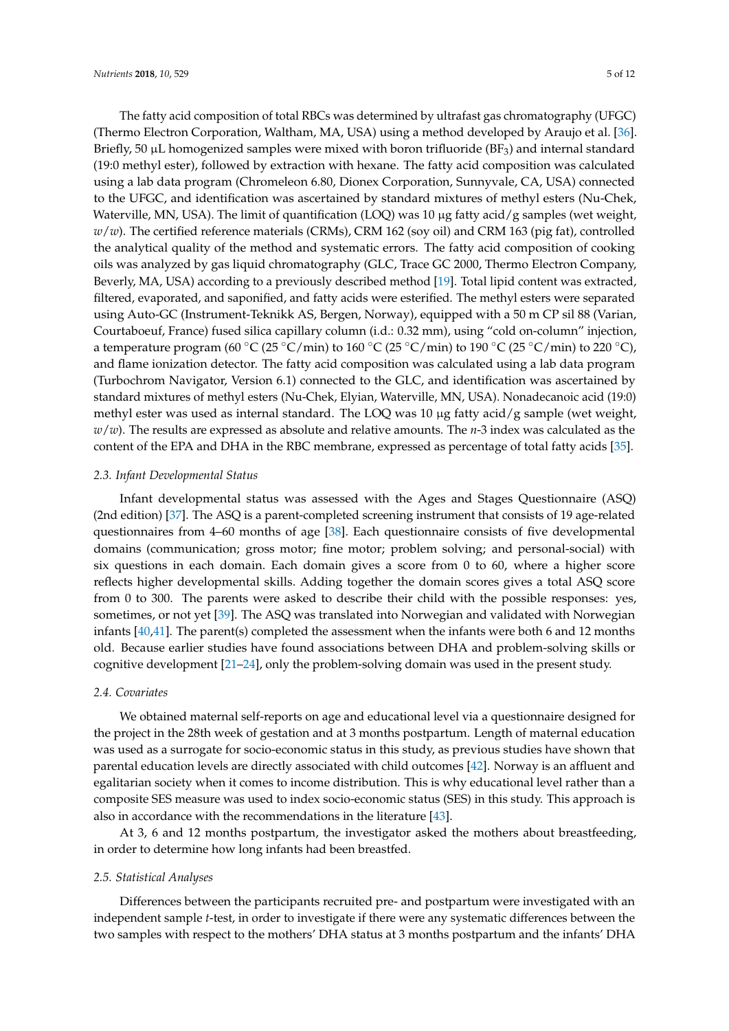The fatty acid composition of total RBCs was determined by ultrafast gas chromatography (UFGC) (Thermo Electron Corporation, Waltham, MA, USA) using a method developed by Araujo et al. [36]. Briefly, 50 µL homogenized samples were mixed with boron trifluoride ($BF_3$) and internal standard (19:0 methyl ester), followed by extraction with hexane. The fatty acid composition was calculated using a lab data program (Chromeleon 6.80, Dionex Corporation, Sunnyvale, CA, USA) connected to the UFGC, and identification was ascertained by standard mixtures of methyl esters (Nu-Chek, Waterville, MN, USA). The limit of quantification (LOQ) was 10 µg fatty acid/g samples (wet weight, *w*/*w*). The certified reference materials (CRMs), CRM 162 (soy oil) and CRM 163 (pig fat), controlled the analytical quality of the method and systematic errors. The fatty acid composition of cooking oils was analyzed by gas liquid chromatography (GLC, Trace GC 2000, Thermo Electron Company, Beverly, MA, USA) according to a previously described method [19]. Total lipid content was extracted, filtered, evaporated, and saponified, and fatty acids were esterified. The methyl esters were separated using Auto-GC (Instrument-Teknikk AS, Bergen, Norway), equipped with a 50 m CP sil 88 (Varian, Courtaboeuf, France) fused silica capillary column (i.d.: 0.32 mm), using "cold on-column" injection, a temperature program (60 °C (25 °C/min) to 160 °C (25 °C/min) to 190 °C (25 °C/min) to 220 °C), and flame ionization detector. The fatty acid composition was calculated using a lab data program (Turbochrom Navigator, Version 6.1) connected to the GLC, and identification was ascertained by standard mixtures of methyl esters (Nu-Chek, Elyian, Waterville, MN, USA). Nonadecanoic acid (19:0) methyl ester was used as internal standard. The LOQ was 10 µg fatty acid/g sample (wet weight, *w*/*w*). The results are expressed as absolute and relative amounts. The *n*-3 index was calculated as the content of the EPA and DHA in the RBC membrane, expressed as percentage of total fatty acids [35].

### *2.3. Infant Developmental Status*

Infant developmental status was assessed with the Ages and Stages Questionnaire (ASQ) (2nd edition) [37]. The ASQ is a parent-completed screening instrument that consists of 19 age-related questionnaires from 4–60 months of age [38]. Each questionnaire consists of five developmental domains (communication; gross motor; fine motor; problem solving; and personal-social) with six questions in each domain. Each domain gives a score from 0 to 60, where a higher score reflects higher developmental skills. Adding together the domain scores gives a total ASQ score from 0 to 300. The parents were asked to describe their child with the possible responses: yes, sometimes, or not yet [39]. The ASQ was translated into Norwegian and validated with Norwegian infants [40,41]. The parent(s) completed the assessment when the infants were both 6 and 12 months old. Because earlier studies have found associations between DHA and problem-solving skills or cognitive development [21–24], only the problem-solving domain was used in the present study.

### *2.4. Covariates*

We obtained maternal self-reports on age and educational level via a questionnaire designed for the project in the 28th week of gestation and at 3 months postpartum. Length of maternal education was used as a surrogate for socio-economic status in this study, as previous studies have shown that parental education levels are directly associated with child outcomes [42]. Norway is an affluent and egalitarian society when it comes to income distribution. This is why educational level rather than a composite SES measure was used to index socio-economic status (SES) in this study. This approach is also in accordance with the recommendations in the literature [43].

At 3, 6 and 12 months postpartum, the investigator asked the mothers about breastfeeding, in order to determine how long infants had been breastfed.

### *2.5. Statistical Analyses*

Differences between the participants recruited pre- and postpartum were investigated with an independent sample *t*-test, in order to investigate if there were any systematic differences between the two samples with respect to the mothers' DHA status at 3 months postpartum and the infants' DHA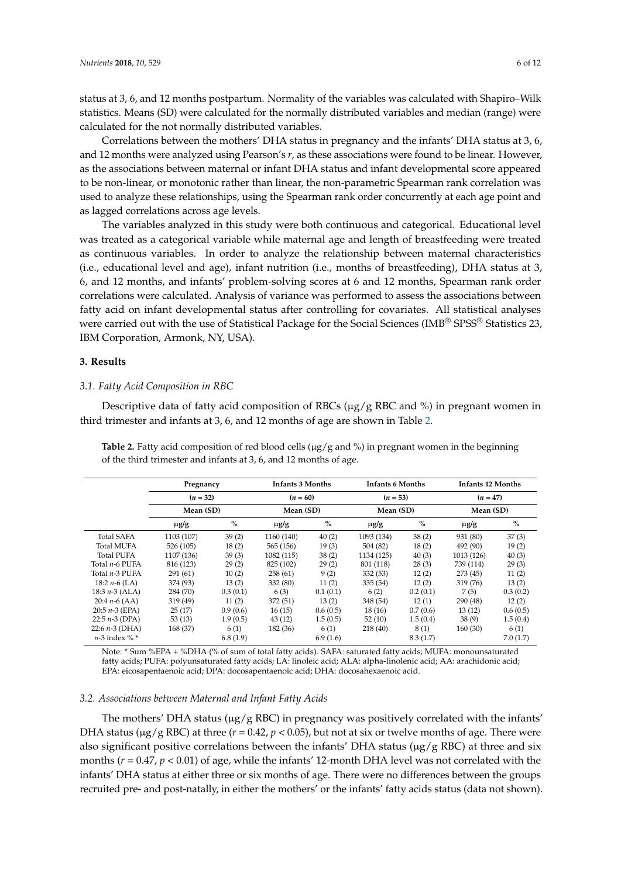status at 3, 6, and 12 months postpartum. Normality of the variables was calculated with Shapiro–Wilk statistics. Means (SD) were calculated for the normally distributed variables and median (range) were calculated for the not normally distributed variables.

Correlations between the mothers' DHA status in pregnancy and the infants' DHA status at 3, 6, and 12 months were analyzed using Pearson's $r$, as these associations were found to be linear. However, as the associations between maternal or infant DHA status and infant developmental score appeared to be non-linear, or monotonic rather than linear, the non-parametric Spearman rank correlation was used to analyze these relationships, using the Spearman rank order concurrently at each age point and as lagged correlations across age levels.

The variables analyzed in this study were both continuous and categorical. Educational level was treated as a categorical variable while maternal age and length of breastfeeding were treated as continuous variables. In order to analyze the relationship between maternal characteristics (i.e., educational level and age), infant nutrition (i.e., months of breastfeeding), DHA status at 3, 6, and 12 months, and infants' problem-solving scores at 6 and 12 months, Spearman rank order correlations were calculated. Analysis of variance was performed to assess the associations between fatty acid on infant developmental status after controlling for covariates. All statistical analyses were carried out with the use of Statistical Package for the Social Sciences (IMB® SPSS® Statistics 23, IBM Corporation, Armonk, NY, USA).

## 3. Results

### 3.1. Fatty Acid Composition in RBC

Descriptive data of fatty acid composition of RBCs (μg/g RBC and %) in pregnant women in third trimester and infants at 3, 6, and 12 months of age are shown in Table 2.

**Table 2.** Fatty acid composition of red blood cells (μg/g and %) in pregnant women in the beginning of the third trimester and infants at 3, 6, and 12 months of age.

| | Pregnancy | | Infants 3 Months | | Infants 6 Months | | Infants 12 Months | |
|---|---|---|---|---|---|---|---|---|
| | ($n$ = 32) | | ($n$ = 60) | | ($n$ = 53) | | ($n$ = 47) | |
| | Mean (SD) | | Mean (SD) | | Mean (SD) | | Mean (SD) | |
| | μg/g | % | μg/g | % | μg/g | % | μg/g | % |
| Total SAFA | 1103 (107) | 39 (2) | 1160 (140) | 40 (2) | 1093 (134) | 38 (2) | 931 (80) | 37 (3) |
| Total MUFA | 526 (105) | 18 (2) | 565 (156) | 19 (3) | 504 (82) | 18 (2) | 492 (90) | 19 (2) |
| Total PUFA | 1107 (136) | 39 (3) | 1082 (115) | 38 (2) | 1134 (125) | 40 (3) | 1013 (126) | 40 (3) |
| Total $n$-6 PUFA | 816 (123) | 29 (2) | 825 (102) | 29 (2) | 801 (118) | 28 (3) | 739 (114) | 29 (3) |
| Total $n$-3 PUFA | 291 (61) | 10 (2) | 258 (61) | 9 (2) | 332 (53) | 12 (2) | 273 (45) | 11 (2) |
| 18:2 $n$-6 (LA) | 374 (93) | 13 (2) | 332 (80) | 11 (2) | 335 (54) | 12 (2) | 319 (76) | 13 (2) |
| 18:3 $n$-3 (ALA) | 284 (70) | 0.3 (0.1) | 6 (3) | 0.1 (0.1) | 6 (2) | 0.2 (0.1) | 7 (5) | 0.3 (0.2) |
| 20:4 $n$-6 (AA) | 319 (49) | 11 (2) | 372 (51) | 13 (2) | 348 (54) | 12 (1) | 290 (48) | 12 (2) |
| 20:5 $n$-3 (EPA) | 25 (17) | 0.9 (0.6) | 16 (15) | 0.6 (0.5) | 18 (16) | 0.7 (0.6) | 13 (12) | 0.6 (0.5) |
| 22:5 $n$-3 (DPA) | 53 (13) | 1.9 (0.5) | 43 (12) | 1.5 (0.5) | 52 (10) | 1.5 (0.4) | 38 (9) | 1.5 (0.4) |
| 22:6 $n$-3 (DHA) | 168 (37) | 6 (1) | 182 (36) | 6 (1) | 218 (40) | 8 (1) | 160 (30) | 6 (1) |
| $n$-3 index % * | | 6.8 (1.9) | | 6.9 (1.6) | | 8.3 (1.7) | | 7.0 (1.7) |

Note: * Sum %EPA + %DHA (% of sum of total fatty acids). SAFA: saturated fatty acids; MUFA: monounsaturated fatty acids; PUFA: polyunsaturated fatty acids; LA: linoleic acid; ALA: alpha-linolenic acid; AA: arachidonic acid; EPA: eicosapentaenoic acid; DPA: docosapentaenoic acid; DHA: docosahexaenoic acid.

### 3.2. Associations between Maternal and Infant Fatty Acids

The mothers' DHA status (μg/g RBC) in pregnancy was positively correlated with the infants' DHA status (μg/g RBC) at three ($r$ = 0.42, $p < 0.05$), but not at six or twelve months of age. There were also significant positive correlations between the infants' DHA status (μg/g RBC) at three and six months ($r$ = 0.47, $p < 0.01$) of age, while the infants' 12-month DHA level was not correlated with the infants' DHA status at either three or six months of age. There were no differences between the groups recruited pre- and post-natally, in either the mothers' or the infants' fatty acids status (data not shown).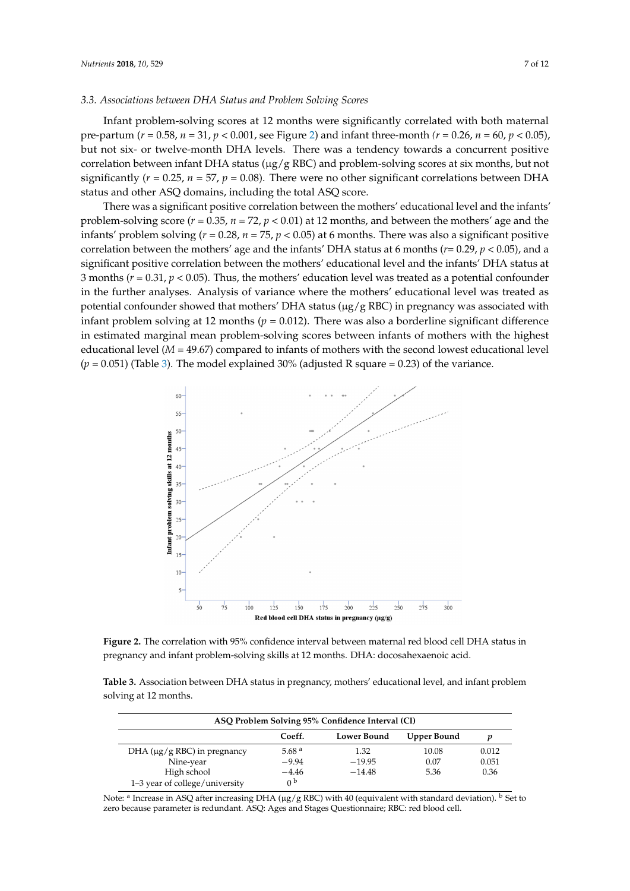### 3.3. Associations between DHA Status and Problem Solving Scores

Infant problem-solving scores at 12 months were significantly correlated with both maternal pre-partum ($r = 0.58$, $n = 31$, $p < 0.001$, see Figure 2) and infant three-month ($r = 0.26$, $n = 60$, $p < 0.05$), but not six- or twelve-month DHA levels. There was a tendency towards a concurrent positive correlation between infant DHA status (μg/g RBC) and problem-solving scores at six months, but not significantly ($r = 0.25$, $n = 57$, $p = 0.08$). There were no other significant correlations between DHA status and other ASQ domains, including the total ASQ score.

There was a significant positive correlation between the mothers' educational level and the infants' problem-solving score ($r = 0.35$, $n = 72$, $p < 0.01$) at 12 months, and between the mothers' age and the infants' problem solving ($r = 0.28$, $n = 75$, $p < 0.05$) at 6 months. There was also a significant positive correlation between the mothers' age and the infants' DHA status at 6 months ($r = 0.29$, $p < 0.05$), and a significant positive correlation between the mothers' educational level and the infants' DHA status at 3 months ($r = 0.31$, $p < 0.05$). Thus, the mothers' education level was treated as a potential confounder in the further analyses. Analysis of variance where the mothers' educational level was treated as potential confounder showed that mothers' DHA status (μg/g RBC) in pregnancy was associated with infant problem solving at 12 months ($p = 0.012$). There was also a borderline significant difference in estimated marginal mean problem-solving scores between infants of mothers with the highest educational level ($M = 49.67$) compared to infants of mothers with the second lowest educational level ($p = 0.051$) (Table 3). The model explained 30% (adjusted R square = 0.23) of the variance.

**Figure 2.** The correlation with 95% confidence interval between maternal red blood cell DHA status in pregnancy and infant problem-solving skills at 12 months. DHA: docosahexaenoic acid.

**Table 3.** Association between DHA status in pregnancy, mothers' educational level, and infant problem solving at 12 months.

| ASQ Problem Solving 95% Confidence Interval (CI) | | | | |
|---|---|---|---|---|
| | Coeff. | Lower Bound | Upper Bound | $p$ |
| DHA (μg/g RBC) in pregnancy | 5.68 [a] | 1.32 | 10.08 | 0.012 |
| Nine-year | −9.94 | −19.95 | 0.07 | 0.051 |
| High school | −4.46 | −14.48 | 5.36 | 0.36 |
| 1–3 year of college/university | 0 [b] | | | |

Note: [a] Increase in ASQ after increasing DHA (μg/g RBC) with 40 (equivalent with standard deviation). [b] Set to zero because parameter is redundant. ASQ: Ages and Stages Questionnaire; RBC: red blood cell.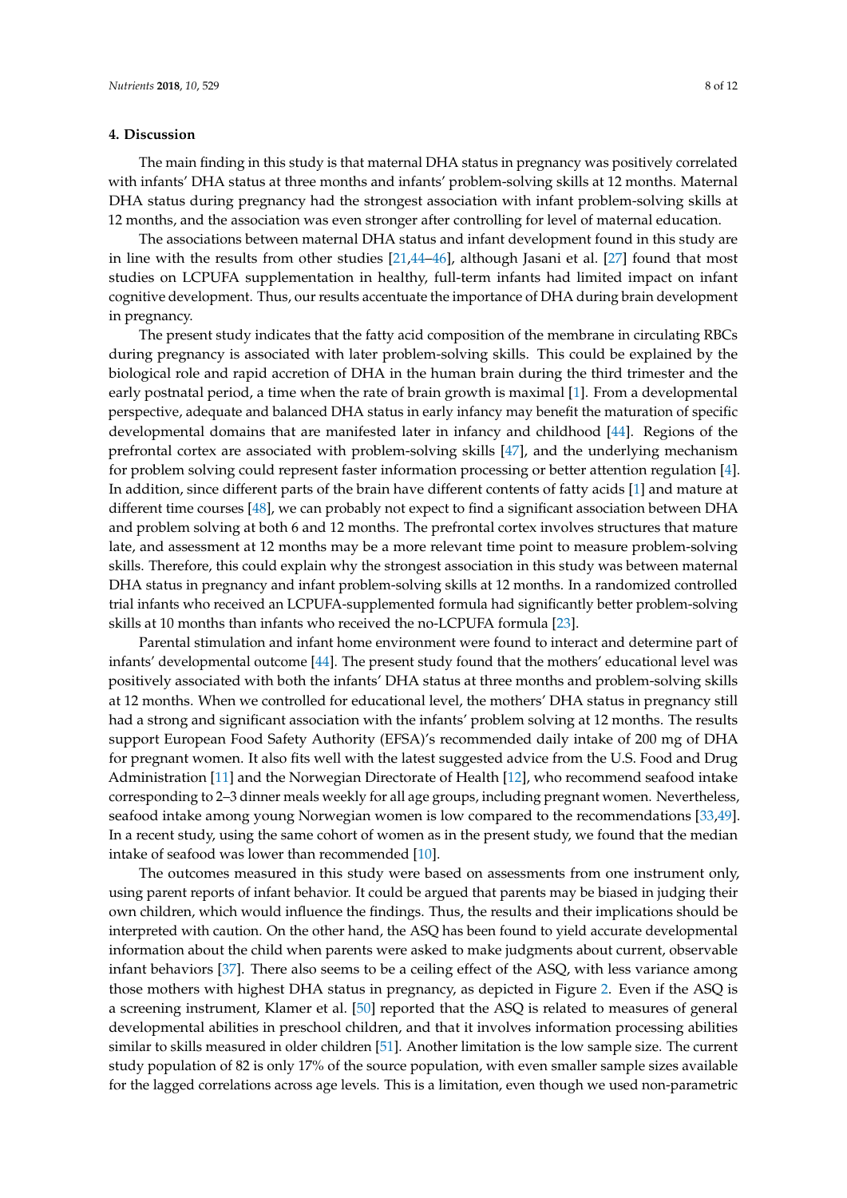## 4. Discussion

The main finding in this study is that maternal DHA status in pregnancy was positively correlated with infants' DHA status at three months and infants' problem-solving skills at 12 months. Maternal DHA status during pregnancy had the strongest association with infant problem-solving skills at 12 months, and the association was even stronger after controlling for level of maternal education.

The associations between maternal DHA status and infant development found in this study are in line with the results from other studies [21,44–46], although Jasani et al. [27] found that most studies on LCPUFA supplementation in healthy, full-term infants had limited impact on infant cognitive development. Thus, our results accentuate the importance of DHA during brain development in pregnancy.

The present study indicates that the fatty acid composition of the membrane in circulating RBCs during pregnancy is associated with later problem-solving skills. This could be explained by the biological role and rapid accretion of DHA in the human brain during the third trimester and the early postnatal period, a time when the rate of brain growth is maximal [1]. From a developmental perspective, adequate and balanced DHA status in early infancy may benefit the maturation of specific developmental domains that are manifested later in infancy and childhood [44]. Regions of the prefrontal cortex are associated with problem-solving skills [47], and the underlying mechanism for problem solving could represent faster information processing or better attention regulation [4]. In addition, since different parts of the brain have different contents of fatty acids [1] and mature at different time courses [48], we can probably not expect to find a significant association between DHA and problem solving at both 6 and 12 months. The prefrontal cortex involves structures that mature late, and assessment at 12 months may be a more relevant time point to measure problem-solving skills. Therefore, this could explain why the strongest association in this study was between maternal DHA status in pregnancy and infant problem-solving skills at 12 months. In a randomized controlled trial infants who received an LCPUFA-supplemented formula had significantly better problem-solving skills at 10 months than infants who received the no-LCPUFA formula [23].

Parental stimulation and infant home environment were found to interact and determine part of infants' developmental outcome [44]. The present study found that the mothers' educational level was positively associated with both the infants' DHA status at three months and problem-solving skills at 12 months. When we controlled for educational level, the mothers' DHA status in pregnancy still had a strong and significant association with the infants' problem solving at 12 months. The results support European Food Safety Authority (EFSA)'s recommended daily intake of 200 mg of DHA for pregnant women. It also fits well with the latest suggested advice from the U.S. Food and Drug Administration [11] and the Norwegian Directorate of Health [12], who recommend seafood intake corresponding to 2–3 dinner meals weekly for all age groups, including pregnant women. Nevertheless, seafood intake among young Norwegian women is low compared to the recommendations [33,49]. In a recent study, using the same cohort of women as in the present study, we found that the median intake of seafood was lower than recommended [10].

The outcomes measured in this study were based on assessments from one instrument only, using parent reports of infant behavior. It could be argued that parents may be biased in judging their own children, which would influence the findings. Thus, the results and their implications should be interpreted with caution. On the other hand, the ASQ has been found to yield accurate developmental information about the child when parents were asked to make judgments about current, observable infant behaviors [37]. There also seems to be a ceiling effect of the ASQ, with less variance among those mothers with highest DHA status in pregnancy, as depicted in Figure 2. Even if the ASQ is a screening instrument, Klamer et al. [50] reported that the ASQ is related to measures of general developmental abilities in preschool children, and that it involves information processing abilities similar to skills measured in older children [51]. Another limitation is the low sample size. The current study population of 82 is only 17% of the source population, with even smaller sample sizes available for the lagged correlations across age levels. This is a limitation, even though we used non-parametric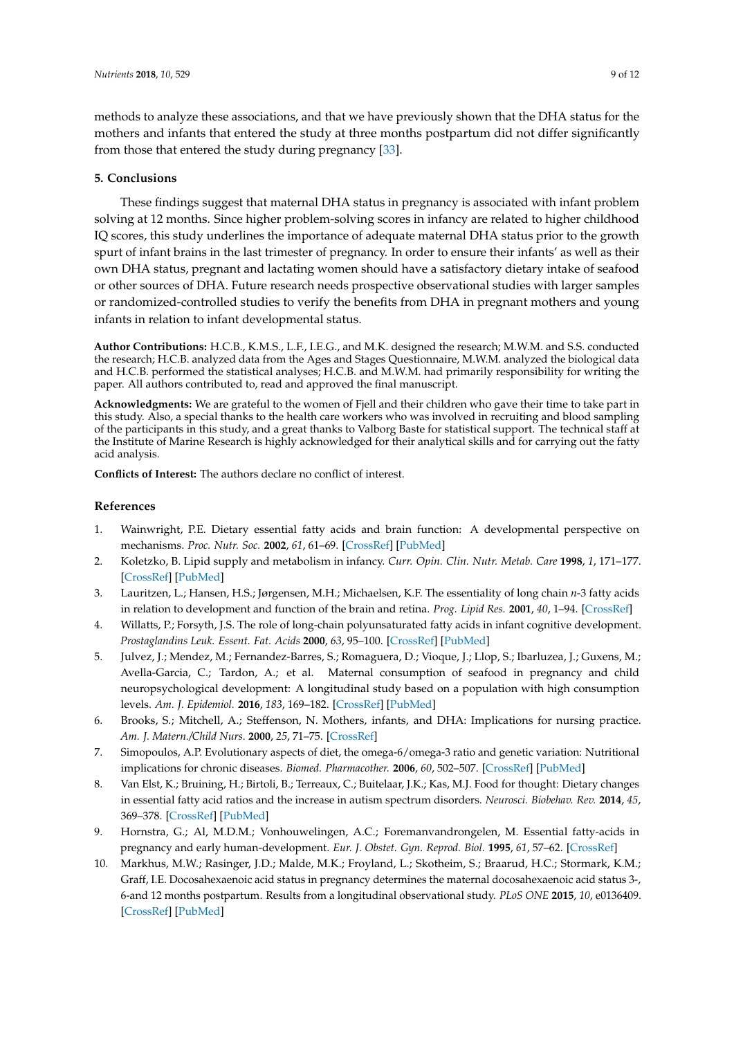methods to analyze these associations, and that we have previously shown that the DHA status for the mothers and infants that entered the study at three months postpartum did not differ significantly from those that entered the study during pregnancy [33].

## 5. Conclusions

These findings suggest that maternal DHA status in pregnancy is associated with infant problem solving at 12 months. Since higher problem-solving scores in infancy are related to higher childhood IQ scores, this study underlines the importance of adequate maternal DHA status prior to the growth spurt of infant brains in the last trimester of pregnancy. In order to ensure their infants' as well as their own DHA status, pregnant and lactating women should have a satisfactory dietary intake of seafood or other sources of DHA. Future research needs prospective observational studies with larger samples or randomized-controlled studies to verify the benefits from DHA in pregnant mothers and young infants in relation to infant developmental status.

**Author Contributions:** H.C.B., K.M.S., L.F., I.E.G., and M.K. designed the research; M.W.M. and S.S. conducted the research; H.C.B. analyzed data from the Ages and Stages Questionnaire, M.W.M. analyzed the biological data and H.C.B. performed the statistical analyses; H.C.B. and M.W.M. had primarily responsibility for writing the paper. All authors contributed to, read and approved the final manuscript.

**Acknowledgments:** We are grateful to the women of Fjell and their children who gave their time to take part in this study. Also, a special thanks to the health care workers who was involved in recruiting and blood sampling of the participants in this study, and a great thanks to Valborg Baste for statistical support. The technical staff at the Institute of Marine Research is highly acknowledged for their analytical skills and for carrying out the fatty acid analysis.

**Conflicts of Interest:** The authors declare no conflict of interest.

## References

1. Wainwright, P.E. Dietary essential fatty acids and brain function: A developmental perspective on mechanisms. *Proc. Nutr. Soc.* **2002**, *61*, 61–69. [CrossRef] [PubMed]
2. Koletzko, B. Lipid supply and metabolism in infancy. *Curr. Opin. Clin. Nutr. Metab. Care* **1998**, *1*, 171–177. [CrossRef] [PubMed]
3. Lauritzen, L.; Hansen, H.S.; Jørgensen, M.H.; Michaelsen, K.F. The essentiality of long chain *n*-3 fatty acids in relation to development and function of the brain and retina. *Prog. Lipid Res.* **2001**, *40*, 1–94. [CrossRef]
4. Willatts, P.; Forsyth, J.S. The role of long-chain polyunsaturated fatty acids in infant cognitive development. *Prostaglandins Leuk. Essent. Fat. Acids* **2000**, *63*, 95–100. [CrossRef] [PubMed]
5. Julvez, J.; Mendez, M.; Fernandez-Barres, S.; Romaguera, D.; Vioque, J.; Llop, S.; Ibarluzea, J.; Guxens, M.; Avella-Garcia, C.; Tardon, A.; et al. Maternal consumption of seafood in pregnancy and child neuropsychological development: A longitudinal study based on a population with high consumption levels. *Am. J. Epidemiol.* **2016**, *183*, 169–182. [CrossRef] [PubMed]
6. Brooks, S.; Mitchell, A.; Steffenson, N. Mothers, infants, and DHA: Implications for nursing practice. *Am. J. Matern./Child Nurs.* **2000**, *25*, 71–75. [CrossRef]
7. Simopoulos, A.P. Evolutionary aspects of diet, the omega-6/omega-3 ratio and genetic variation: Nutritional implications for chronic diseases. *Biomed. Pharmacother.* **2006**, *60*, 502–507. [CrossRef] [PubMed]
8. Van Elst, K.; Bruining, H.; Birtoli, B.; Terreaux, C.; Buitelaar, J.K.; Kas, M.J. Food for thought: Dietary changes in essential fatty acid ratios and the increase in autism spectrum disorders. *Neurosci. Biobehav. Rev.* **2014**, *45*, 369–378. [CrossRef] [PubMed]
9. Hornstra, G.; Al, M.D.M.; Vonhouwelingen, A.C.; Foremanvandrongelen, M. Essential fatty-acids in pregnancy and early human-development. *Eur. J. Obstet. Gyn. Reprod. Biol.* **1995**, *61*, 57–62. [CrossRef]
10. Markhus, M.W.; Rasinger, J.D.; Malde, M.K.; Froyland, L.; Skotheim, S.; Braarud, H.C.; Stormark, K.M.; Graff, I.E. Docosahexaenoic acid status in pregnancy determines the maternal docosahexaenoic acid status 3-, 6-and 12 months postpartum. Results from a longitudinal observational study. *PLoS ONE* **2015**, *10*, e0136409. [CrossRef] [PubMed]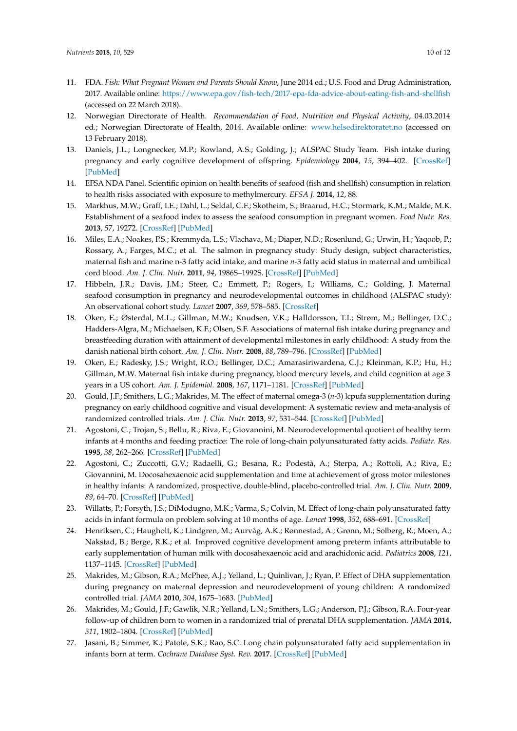11. FDA. *Fish: What Pregnant Women and Parents Should Know*, June 2014 ed.; U.S. Food and Drug Administration, 2017. Available online: https://www.epa.gov/fish-tech/2017-epa-fda-advice-about-eating-fish-and-shellfish (accessed on 22 March 2018).
12. Norwegian Directorate of Health. *Recommendation of Food, Nutrition and Physical Activity*, 04.03.2014 ed.; Norwegian Directorate of Health, 2014. Available online: www.helsedirektoratet.no (accessed on 13 February 2018).
13. Daniels, J.L.; Longnecker, M.P.; Rowland, A.S.; Golding, J.; ALSPAC Study Team. Fish intake during pregnancy and early cognitive development of offspring. *Epidemiology* **2004**, *15*, 394–402. [CrossRef] [PubMed]
14. EFSA NDA Panel. Scientific opinion on health benefits of seafood (fish and shellfish) consumption in relation to health risks associated with exposure to methylmercury. *EFSA J.* **2014**, *12*, 88.
15. Markhus, M.W.; Graff, I.E.; Dahl, L.; Seldal, C.F.; Skotheim, S.; Braarud, H.C.; Stormark, K.M.; Malde, M.K. Establishment of a seafood index to assess the seafood consumption in pregnant women. *Food Nutr. Res.* **2013**, *57*, 19272. [CrossRef] [PubMed]
16. Miles, E.A.; Noakes, P.S.; Kremmyda, L.S.; Vlachava, M.; Diaper, N.D.; Rosenlund, G.; Urwin, H.; Yaqoob, P.; Rossary, A.; Farges, M.C.; et al. The salmon in pregnancy study: Study design, subject characteristics, maternal fish and marine n-3 fatty acid intake, and marine *n*-3 fatty acid status in maternal and umbilical cord blood. *Am. J. Clin. Nutr.* **2011**, *94*, 1986S–1992S. [CrossRef] [PubMed]
17. Hibbeln, J.R.; Davis, J.M.; Steer, C.; Emmett, P.; Rogers, I.; Williams, C.; Golding, J. Maternal seafood consumption in pregnancy and neurodevelopmental outcomes in childhood (ALSPAC study): An observational cohort study. *Lancet* **2007**, *369*, 578–585. [CrossRef]
18. Oken, E.; Østerdal, M.L.; Gillman, M.W.; Knudsen, V.K.; Halldorsson, T.I.; Strøm, M.; Bellinger, D.C.; Hadders-Algra, M.; Michaelsen, K.F.; Olsen, S.F. Associations of maternal fish intake during pregnancy and breastfeeding duration with attainment of developmental milestones in early childhood: A study from the danish national birth cohort. *Am. J. Clin. Nutr.* **2008**, *88*, 789–796. [CrossRef] [PubMed]
19. Oken, E.; Radesky, J.S.; Wright, R.O.; Bellinger, D.C.; Amarasiriwardena, C.J.; Kleinman, K.P.; Hu, H.; Gillman, M.W. Maternal fish intake during pregnancy, blood mercury levels, and child cognition at age 3 years in a US cohort. *Am. J. Epidemiol.* **2008**, *167*, 1171–1181. [CrossRef] [PubMed]
20. Gould, J.F.; Smithers, L.G.; Makrides, M. The effect of maternal omega-3 (*n*-3) lcpufa supplementation during pregnancy on early childhood cognitive and visual development: A systematic review and meta-analysis of randomized controlled trials. *Am. J. Clin. Nutr.* **2013**, *97*, 531–544. [CrossRef] [PubMed]
21. Agostoni, C.; Trojan, S.; Bellu, R.; Riva, E.; Giovannini, M. Neurodevelopmental quotient of healthy term infants at 4 months and feeding practice: The role of long-chain polyunsaturated fatty acids. *Pediatr. Res.* **1995**, *38*, 262–266. [CrossRef] [PubMed]
22. Agostoni, C.; Zuccotti, G.V.; Radaelli, G.; Besana, R.; Podestà, A.; Sterpa, A.; Rottoli, A.; Riva, E.; Giovannini, M. Docosahexaenoic acid supplementation and time at achievement of gross motor milestones in healthy infants: A randomized, prospective, double-blind, placebo-controlled trial. *Am. J. Clin. Nutr.* **2009**, *89*, 64–70. [CrossRef] [PubMed]
23. Willatts, P.; Forsyth, J.S.; DiModugno, M.K.; Varma, S.; Colvin, M. Effect of long-chain polyunsaturated fatty acids in infant formula on problem solving at 10 months of age. *Lancet* **1998**, *352*, 688–691. [CrossRef]
24. Henriksen, C.; Haugholt, K.; Lindgren, M.; Aurvåg, A.K.; Rønnestad, A.; Grønn, M.; Solberg, R.; Moen, A.; Nakstad, B.; Berge, R.K.; et al. Improved cognitive development among preterm infants attributable to early supplementation of human milk with docosahexaenoic acid and arachidonic acid. *Pediatrics* **2008**, *121*, 1137–1145. [CrossRef] [PubMed]
25. Makrides, M.; Gibson, R.A.; McPhee, A.J.; Yelland, L.; Quinlivan, J.; Ryan, P. Effect of DHA supplementation during pregnancy on maternal depression and neurodevelopment of young children: A randomized controlled trial. *JAMA* **2010**, *304*, 1675–1683. [PubMed]
26. Makrides, M.; Gould, J.F.; Gawlik, N.R.; Yelland, L.N.; Smithers, L.G.; Anderson, P.J.; Gibson, R.A. Four-year follow-up of children born to women in a randomized trial of prenatal DHA supplementation. *JAMA* **2014**, *311*, 1802–1804. [CrossRef] [PubMed]
27. Jasani, B.; Simmer, K.; Patole, S.K.; Rao, S.C. Long chain polyunsaturated fatty acid supplementation in infants born at term. *Cochrane Database Syst. Rev.* **2017**. [CrossRef] [PubMed]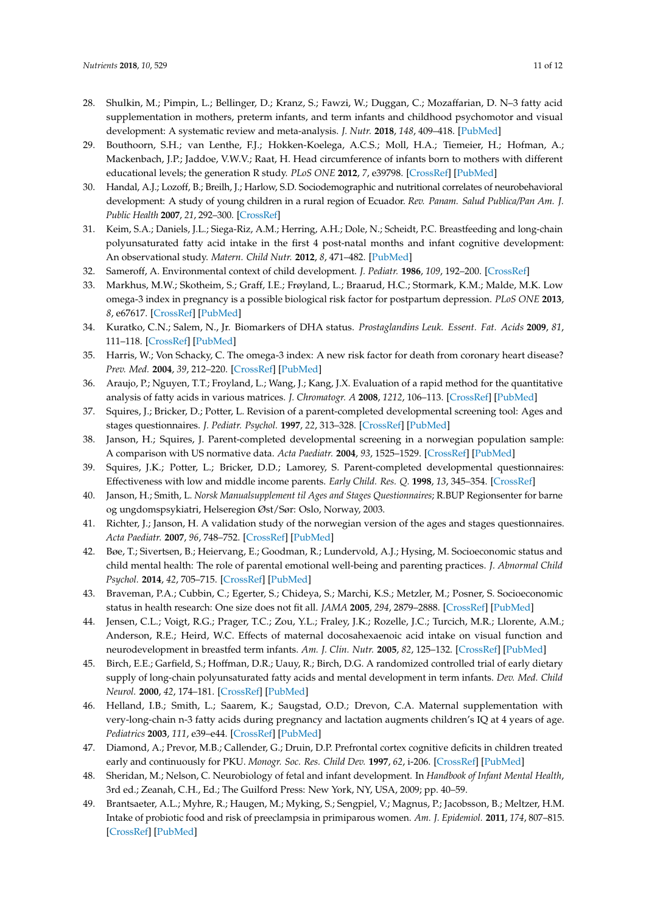28. Shulkin, M.; Pimpin, L.; Bellinger, D.; Kranz, S.; Fawzi, W.; Duggan, C.; Mozaffarian, D. N–3 fatty acid supplementation in mothers, preterm infants, and term infants and childhood psychomotor and visual development: A systematic review and meta-analysis. *J. Nutr.* **2018**, *148*, 409–418. [PubMed]
29. Bouthoorn, S.H.; van Lenthe, F.J.; Hokken-Koelega, A.C.S.; Moll, H.A.; Tiemeier, H.; Hofman, A.; Mackenbach, J.P.; Jaddoe, V.W.V.; Raat, H. Head circumference of infants born to mothers with different educational levels; the generation R study. *PLoS ONE* **2012**, *7*, e39798. [CrossRef] [PubMed]
30. Handal, A.J.; Lozoff, B.; Breilh, J.; Harlow, S.D. Sociodemographic and nutritional correlates of neurobehavioral development: A study of young children in a rural region of Ecuador. *Rev. Panam. Salud Publica/Pan Am. J. Public Health* **2007**, *21*, 292–300. [CrossRef]
31. Keim, S.A.; Daniels, J.L.; Siega-Riz, A.M.; Herring, A.H.; Dole, N.; Scheidt, P.C. Breastfeeding and long-chain polyunsaturated fatty acid intake in the first 4 post-natal months and infant cognitive development: An observational study. *Matern. Child Nutr.* **2012**, *8*, 471–482. [PubMed]
32. Sameroff, A. Environmental context of child development. *J. Pediatr.* **1986**, *109*, 192–200. [CrossRef]
33. Markhus, M.W.; Skotheim, S.; Graff, I.E.; Frøyland, L.; Braarud, H.C.; Stormark, K.M.; Malde, M.K. Low omega-3 index in pregnancy is a possible biological risk factor for postpartum depression. *PLoS ONE* **2013**, *8*, e67617. [CrossRef] [PubMed]
34. Kuratko, C.N.; Salem, N., Jr. Biomarkers of DHA status. *Prostaglandins Leuk. Essent. Fat. Acids* **2009**, *81*, 111–118. [CrossRef] [PubMed]
35. Harris, W.; Von Schacky, C. The omega-3 index: A new risk factor for death from coronary heart disease? *Prev. Med.* **2004**, *39*, 212–220. [CrossRef] [PubMed]
36. Araujo, P.; Nguyen, T.T.; Froyland, L.; Wang, J.; Kang, J.X. Evaluation of a rapid method for the quantitative analysis of fatty acids in various matrices. *J. Chromatogr. A* **2008**, *1212*, 106–113. [CrossRef] [PubMed]
37. Squires, J.; Bricker, D.; Potter, L. Revision of a parent-completed developmental screening tool: Ages and stages questionnaires. *J. Pediatr. Psychol.* **1997**, *22*, 313–328. [CrossRef] [PubMed]
38. Janson, H.; Squires, J. Parent-completed developmental screening in a norwegian population sample: A comparison with US normative data. *Acta Paediatr.* **2004**, *93*, 1525–1529. [CrossRef] [PubMed]
39. Squires, J.K.; Potter, L.; Bricker, D.D.; Lamorey, S. Parent-completed developmental questionnaires: Effectiveness with low and middle income parents. *Early Child. Res. Q.* **1998**, *13*, 345–354. [CrossRef]
40. Janson, H.; Smith, L. *Norsk Manualsupplement til Ages and Stages Questionnaires*; R.BUP Regionsenter for barne og ungdomspsykiatri, Helseregion Øst/Sør: Oslo, Norway, 2003.
41. Richter, J.; Janson, H. A validation study of the norwegian version of the ages and stages questionnaires. *Acta Paediatr.* **2007**, *96*, 748–752. [CrossRef] [PubMed]
42. Bøe, T.; Sivertsen, B.; Heiervang, E.; Goodman, R.; Lundervold, A.J.; Hysing, M. Socioeconomic status and child mental health: The role of parental emotional well-being and parenting practices. *J. Abnormal Child Psychol.* **2014**, *42*, 705–715. [CrossRef] [PubMed]
43. Braveman, P.A.; Cubbin, C.; Egerter, S.; Chideya, S.; Marchi, K.S.; Metzler, M.; Posner, S. Socioeconomic status in health research: One size does not fit all. *JAMA* **2005**, *294*, 2879–2888. [CrossRef] [PubMed]
44. Jensen, C.L.; Voigt, R.G.; Prager, T.C.; Zou, Y.L.; Fraley, J.K.; Rozelle, J.C.; Turcich, M.R.; Llorente, A.M.; Anderson, R.E.; Heird, W.C. Effects of maternal docosahexaenoic acid intake on visual function and neurodevelopment in breastfed term infants. *Am. J. Clin. Nutr.* **2005**, *82*, 125–132. [CrossRef] [PubMed]
45. Birch, E.E.; Garfield, S.; Hoffman, D.R.; Uauy, R.; Birch, D.G. A randomized controlled trial of early dietary supply of long-chain polyunsaturated fatty acids and mental development in term infants. *Dev. Med. Child Neurol.* **2000**, *42*, 174–181. [CrossRef] [PubMed]
46. Helland, I.B.; Smith, L.; Saarem, K.; Saugstad, O.D.; Drevon, C.A. Maternal supplementation with very-long-chain n-3 fatty acids during pregnancy and lactation augments children's IQ at 4 years of age. *Pediatrics* **2003**, *111*, e39–e44. [CrossRef] [PubMed]
47. Diamond, A.; Prevor, M.B.; Callender, G.; Druin, D.P. Prefrontal cortex cognitive deficits in children treated early and continuously for PKU. *Monogr. Soc. Res. Child Dev.* **1997**, *62*, i-206. [CrossRef] [PubMed]
48. Sheridan, M.; Nelson, C. Neurobiology of fetal and infant development. In *Handbook of Infant Mental Health*, 3rd ed.; Zeanah, C.H., Ed.; The Guilford Press: New York, NY, USA, 2009; pp. 40–59.
49. Brantsaeter, A.L.; Myhre, R.; Haugen, M.; Myking, S.; Sengpiel, V.; Magnus, P.; Jacobsson, B.; Meltzer, H.M. Intake of probiotic food and risk of preeclampsia in primiparous women. *Am. J. Epidemiol.* **2011**, *174*, 807–815. [CrossRef] [PubMed]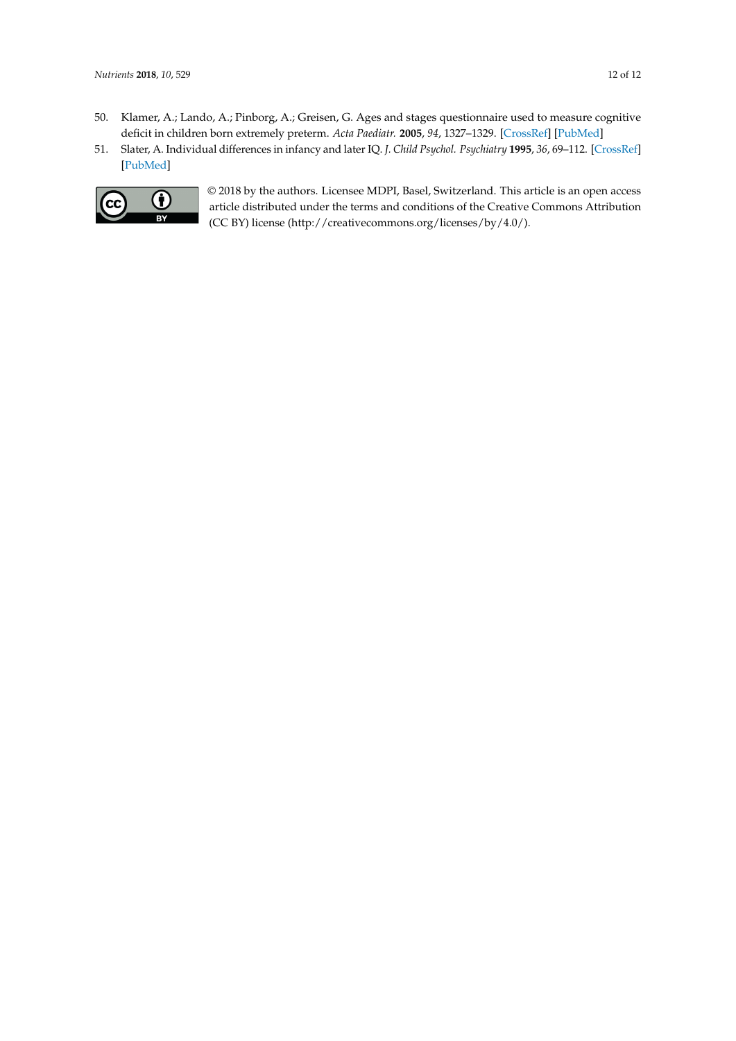50. Klamer, A.; Lando, A.; Pinborg, A.; Greisen, G. Ages and stages questionnaire used to measure cognitive deficit in children born extremely preterm. *Acta Paediatr.* **2005**, *94*, 1327–1329. [CrossRef] [PubMed]
51. Slater, A. Individual differences in infancy and later IQ. *J. Child Psychol. Psychiatry* **1995**, *36*, 69–112. [CrossRef] [PubMed]

© 2018 by the authors. Licensee MDPI, Basel, Switzerland. This article is an open access article distributed under the terms and conditions of the Creative Commons Attribution (CC BY) license (http://creativecommons.org/licenses/by/4.0/).